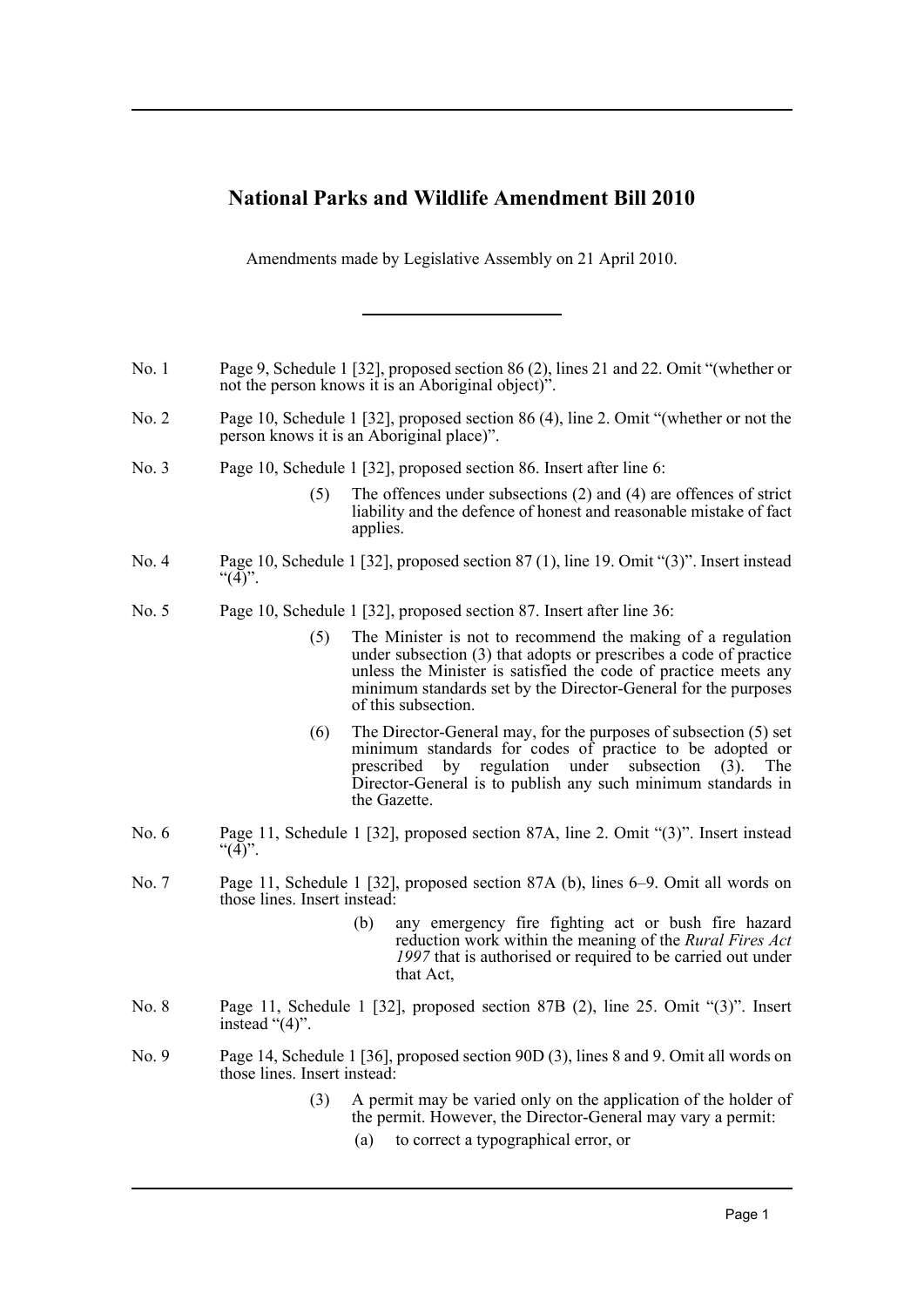# National Parks and Wildlife Amendment Bill 2010

Amendments made by Legislative Assembly on 21 April 2010.

---

No. 1 Page 9, Schedule 1 [32], proposed section 86 (2), lines 21 and 22. Omit "(whether or not the person knows it is an Aboriginal object)".

No. 2 Page 10, Schedule 1 [32], proposed section 86 (4), line 2. Omit "(whether or not the person knows it is an Aboriginal place)".

No. 3 Page 10, Schedule 1 [32], proposed section 86. Insert after line 6:

> (5) The offences under subsections (2) and (4) are offences of strict liability and the defence of honest and reasonable mistake of fact applies.

No. 4 Page 10, Schedule 1 [32], proposed section 87 (1), line 19. Omit "(3)". Insert instead "(4)".

No. 5 Page 10, Schedule 1 [32], proposed section 87. Insert after line 36:

> (5) The Minister is not to recommend the making of a regulation under subsection (3) that adopts or prescribes a code of practice unless the Minister is satisfied the code of practice meets any minimum standards set by the Director-General for the purposes of this subsection.
>
> (6) The Director-General may, for the purposes of subsection (5) set minimum standards for codes of practice to be adopted or prescribed by regulation under subsection (3). The Director-General is to publish any such minimum standards in the Gazette.

No. 6 Page 11, Schedule 1 [32], proposed section 87A, line 2. Omit "(3)". Insert instead "(4)".

No. 7 Page 11, Schedule 1 [32], proposed section 87A (b), lines 6–9. Omit all words on those lines. Insert instead:

> (b) any emergency fire fighting act or bush fire hazard reduction work within the meaning of the *Rural Fires Act 1997* that is authorised or required to be carried out under that Act,

No. 8 Page 11, Schedule 1 [32], proposed section 87B (2), line 25. Omit "(3)". Insert instead "(4)".

No. 9 Page 14, Schedule 1 [36], proposed section 90D (3), lines 8 and 9. Omit all words on those lines. Insert instead:

> (3) A permit may be varied only on the application of the holder of the permit. However, the Director-General may vary a permit:
>
> (a) to correct a typographical error, or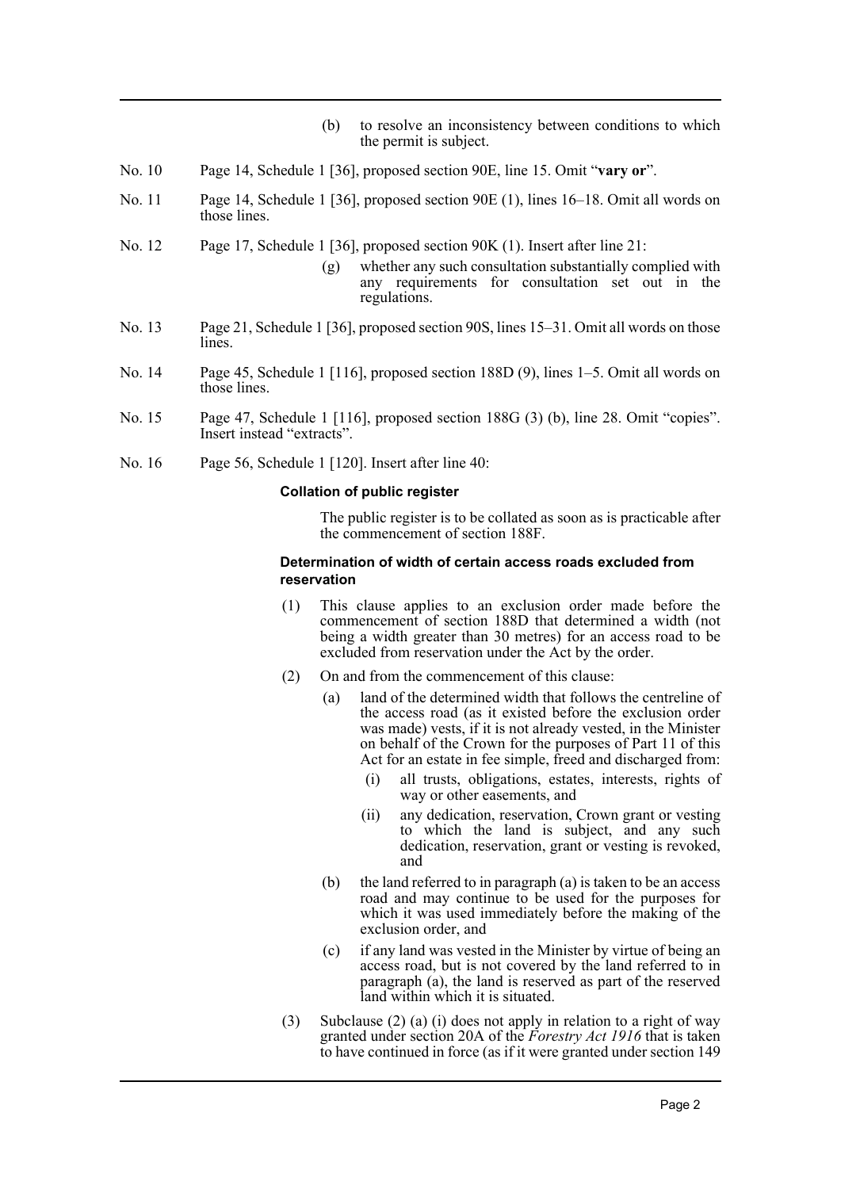(b) to resolve an inconsistency between conditions to which the permit is subject.

No. 10 Page 14, Schedule 1 [36], proposed section 90E, line 15. Omit "**vary or**".

No. 11 Page 14, Schedule 1 [36], proposed section 90E (1), lines 16–18. Omit all words on those lines.

No. 12 Page 17, Schedule 1 [36], proposed section 90K (1). Insert after line 21:

(g) whether any such consultation substantially complied with any requirements for consultation set out in the regulations.

No. 13 Page 21, Schedule 1 [36], proposed section 90S, lines 15–31. Omit all words on those lines.

No. 14 Page 45, Schedule 1 [116], proposed section 188D (9), lines 1–5. Omit all words on those lines.

No. 15 Page 47, Schedule 1 [116], proposed section 188G (3) (b), line 28. Omit "copies". Insert instead "extracts".

No. 16 Page 56, Schedule 1 [120]. Insert after line 40:

**Collation of public register**

The public register is to be collated as soon as is practicable after the commencement of section 188F.

**Determination of width of certain access roads excluded from reservation**

(1) This clause applies to an exclusion order made before the commencement of section 188D that determined a width (not being a width greater than 30 metres) for an access road to be excluded from reservation under the Act by the order.

(2) On and from the commencement of this clause:

(a) land of the determined width that follows the centreline of the access road (as it existed before the exclusion order was made) vests, if it is not already vested, in the Minister on behalf of the Crown for the purposes of Part 11 of this Act for an estate in fee simple, freed and discharged from:

(i) all trusts, obligations, estates, interests, rights of way or other easements, and

(ii) any dedication, reservation, Crown grant or vesting to which the land is subject, and any such dedication, reservation, grant or vesting is revoked, and

(b) the land referred to in paragraph (a) is taken to be an access road and may continue to be used for the purposes for which it was used immediately before the making of the exclusion order, and

(c) if any land was vested in the Minister by virtue of being an access road, but is not covered by the land referred to in paragraph (a), the land is reserved as part of the reserved land within which it is situated.

(3) Subclause (2) (a) (i) does not apply in relation to a right of way granted under section 20A of the *Forestry Act 1916* that is taken to have continued in force (as if it were granted under section 149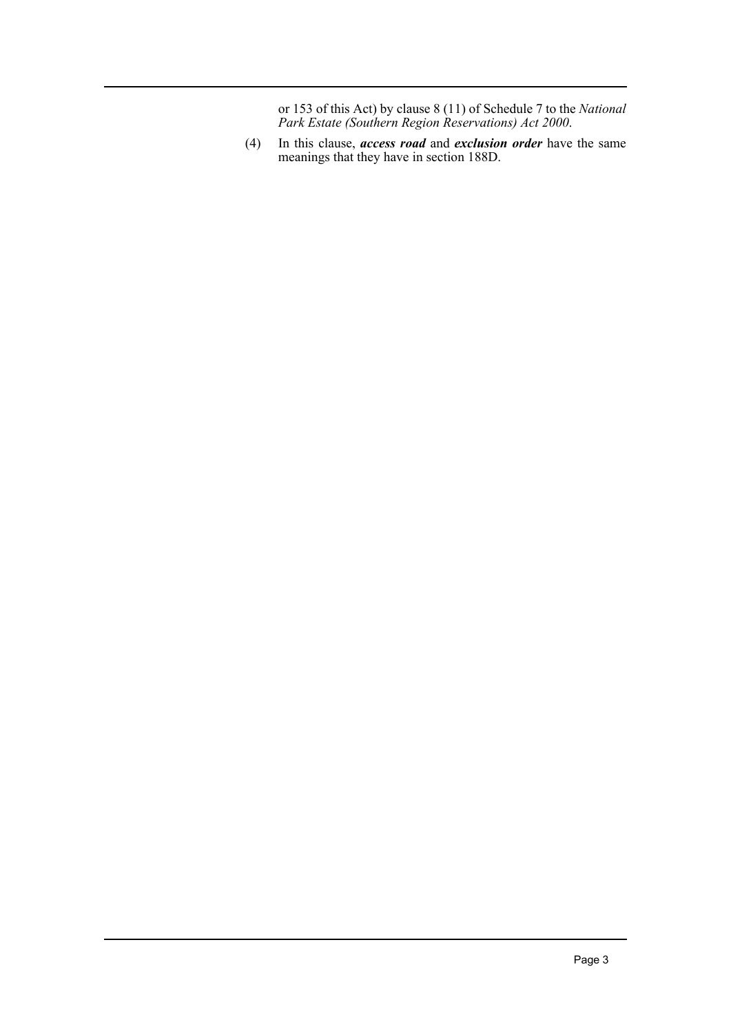or 153 of this Act) by clause 8 (11) of Schedule 7 to the *National Park Estate (Southern Region Reservations) Act 2000*.

(4) In this clause, ***access road*** and ***exclusion order*** have the same meanings that they have in section 188D.